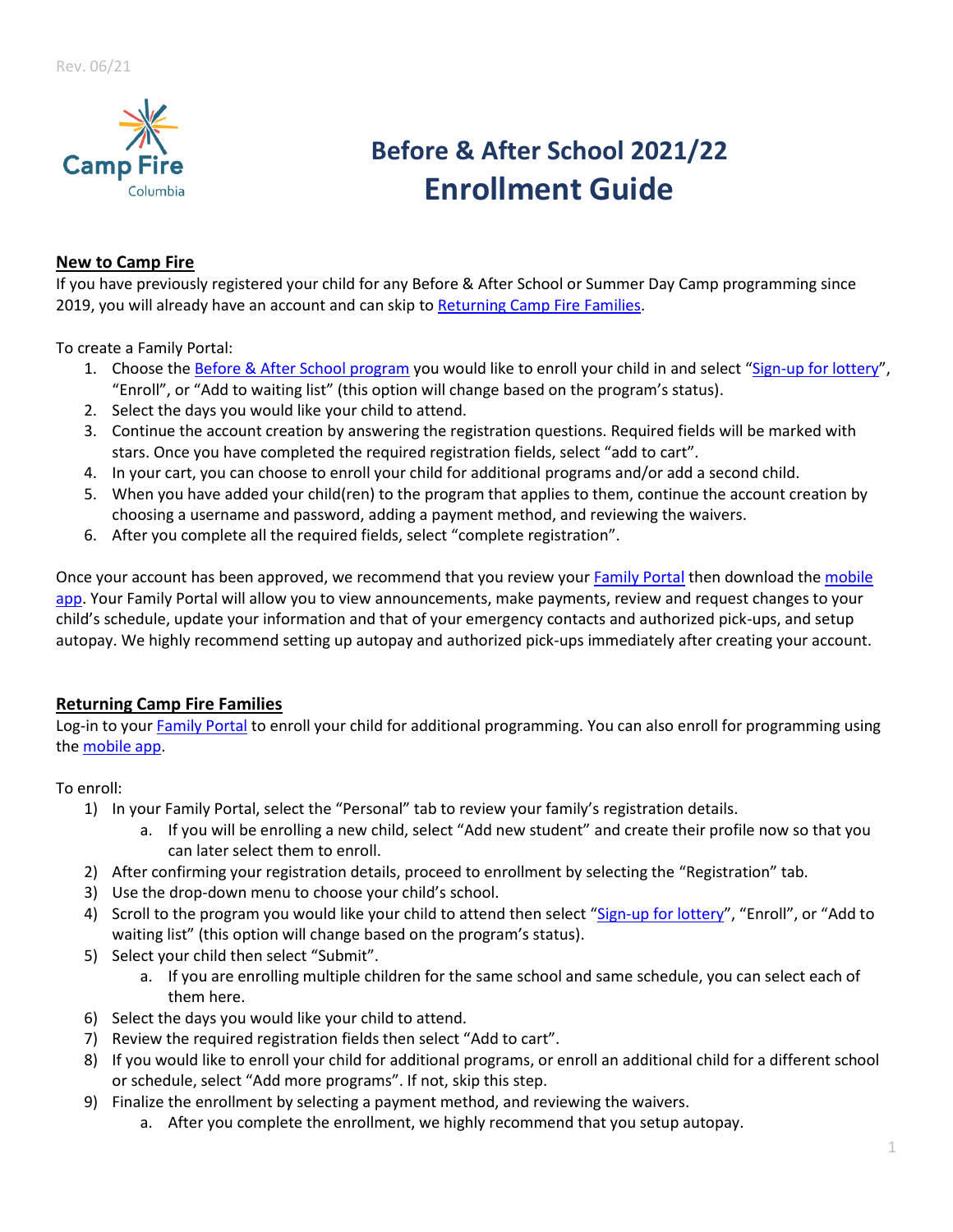Rev. 06/21

Camp Fire Columbia

# Before & After School 2021/22 Enrollment Guide

## New to Camp Fire

If you have previously registered your child for any Before & After School or Summer Day Camp programming since 2019, you will already have an account and can skip to Returning Camp Fire Families.

To create a Family Portal:

1. Choose the Before & After School program you would like to enroll your child in and select "Sign-up for lottery", "Enroll", or "Add to waiting list" (this option will change based on the program's status).
2. Select the days you would like your child to attend.
3. Continue the account creation by answering the registration questions. Required fields will be marked with stars. Once you have completed the required registration fields, select "add to cart".
4. In your cart, you can choose to enroll your child for additional programs and/or add a second child.
5. When you have added your child(ren) to the program that applies to them, continue the account creation by choosing a username and password, adding a payment method, and reviewing the waivers.
6. After you complete all the required fields, select "complete registration".

Once your account has been approved, we recommend that you review your Family Portal then download the mobile app. Your Family Portal will allow you to view announcements, make payments, review and request changes to your child's schedule, update your information and that of your emergency contacts and authorized pick-ups, and setup autopay. We highly recommend setting up autopay and authorized pick-ups immediately after creating your account.

## Returning Camp Fire Families

Log-in to your Family Portal to enroll your child for additional programming. You can also enroll for programming using the mobile app.

To enroll:

1) In your Family Portal, select the "Personal" tab to review your family's registration details.
    a. If you will be enrolling a new child, select "Add new student" and create their profile now so that you can later select them to enroll.
2) After confirming your registration details, proceed to enrollment by selecting the "Registration" tab.
3) Use the drop-down menu to choose your child's school.
4) Scroll to the program you would like your child to attend then select "Sign-up for lottery", "Enroll", or "Add to waiting list" (this option will change based on the program's status).
5) Select your child then select "Submit".
    a. If you are enrolling multiple children for the same school and same schedule, you can select each of them here.
6) Select the days you would like your child to attend.
7) Review the required registration fields then select "Add to cart".
8) If you would like to enroll your child for additional programs, or enroll an additional child for a different school or schedule, select "Add more programs". If not, skip this step.
9) Finalize the enrollment by selecting a payment method, and reviewing the waivers.
    a. After you complete the enrollment, we highly recommend that you setup autopay.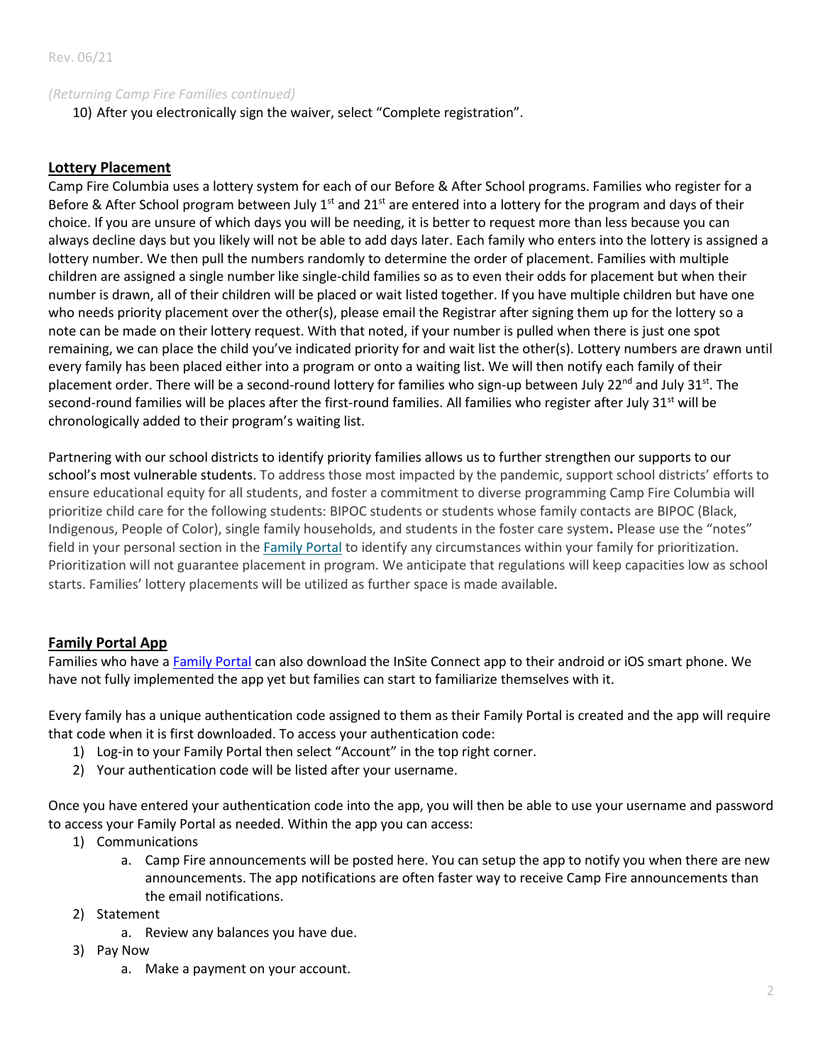*(Returning Camp Fire Families continued)*

10) After you electronically sign the waiver, select "Complete registration".

## Lottery Placement

Camp Fire Columbia uses a lottery system for each of our Before & After School programs. Families who register for a Before & After School program between July 1st and 21st are entered into a lottery for the program and days of their choice. If you are unsure of which days you will be needing, it is better to request more than less because you can always decline days but you likely will not be able to add days later. Each family who enters into the lottery is assigned a lottery number. We then pull the numbers randomly to determine the order of placement. Families with multiple children are assigned a single number like single-child families so as to even their odds for placement but when their number is drawn, all of their children will be placed or wait listed together. If you have multiple children but have one who needs priority placement over the other(s), please email the Registrar after signing them up for the lottery so a note can be made on their lottery request. With that noted, if your number is pulled when there is just one spot remaining, we can place the child you've indicated priority for and wait list the other(s). Lottery numbers are drawn until every family has been placed either into a program or onto a waiting list. We will then notify each family of their placement order. There will be a second-round lottery for families who sign-up between July 22nd and July 31st. The second-round families will be places after the first-round families. All families who register after July 31st will be chronologically added to their program's waiting list.

Partnering with our school districts to identify priority families allows us to further strengthen our supports to our school's most vulnerable students. To address those most impacted by the pandemic, support school districts' efforts to ensure educational equity for all students, and foster a commitment to diverse programming Camp Fire Columbia will prioritize child care for the following students: BIPOC students or students whose family contacts are BIPOC (Black, Indigenous, People of Color), single family households, and students in the foster care system. Please use the "notes" field in your personal section in the Family Portal to identify any circumstances within your family for prioritization. Prioritization will not guarantee placement in program. We anticipate that regulations will keep capacities low as school starts. Families' lottery placements will be utilized as further space is made available.

## Family Portal App

Families who have a Family Portal can also download the InSite Connect app to their android or iOS smart phone. We have not fully implemented the app yet but families can start to familiarize themselves with it.

Every family has a unique authentication code assigned to them as their Family Portal is created and the app will require that code when it is first downloaded. To access your authentication code:

1) Log-in to your Family Portal then select "Account" in the top right corner.
2) Your authentication code will be listed after your username.

Once you have entered your authentication code into the app, you will then be able to use your username and password to access your Family Portal as needed. Within the app you can access:

1) Communications
   a. Camp Fire announcements will be posted here. You can setup the app to notify you when there are new announcements. The app notifications are often faster way to receive Camp Fire announcements than the email notifications.
2) Statement
   a. Review any balances you have due.
3) Pay Now
   a. Make a payment on your account.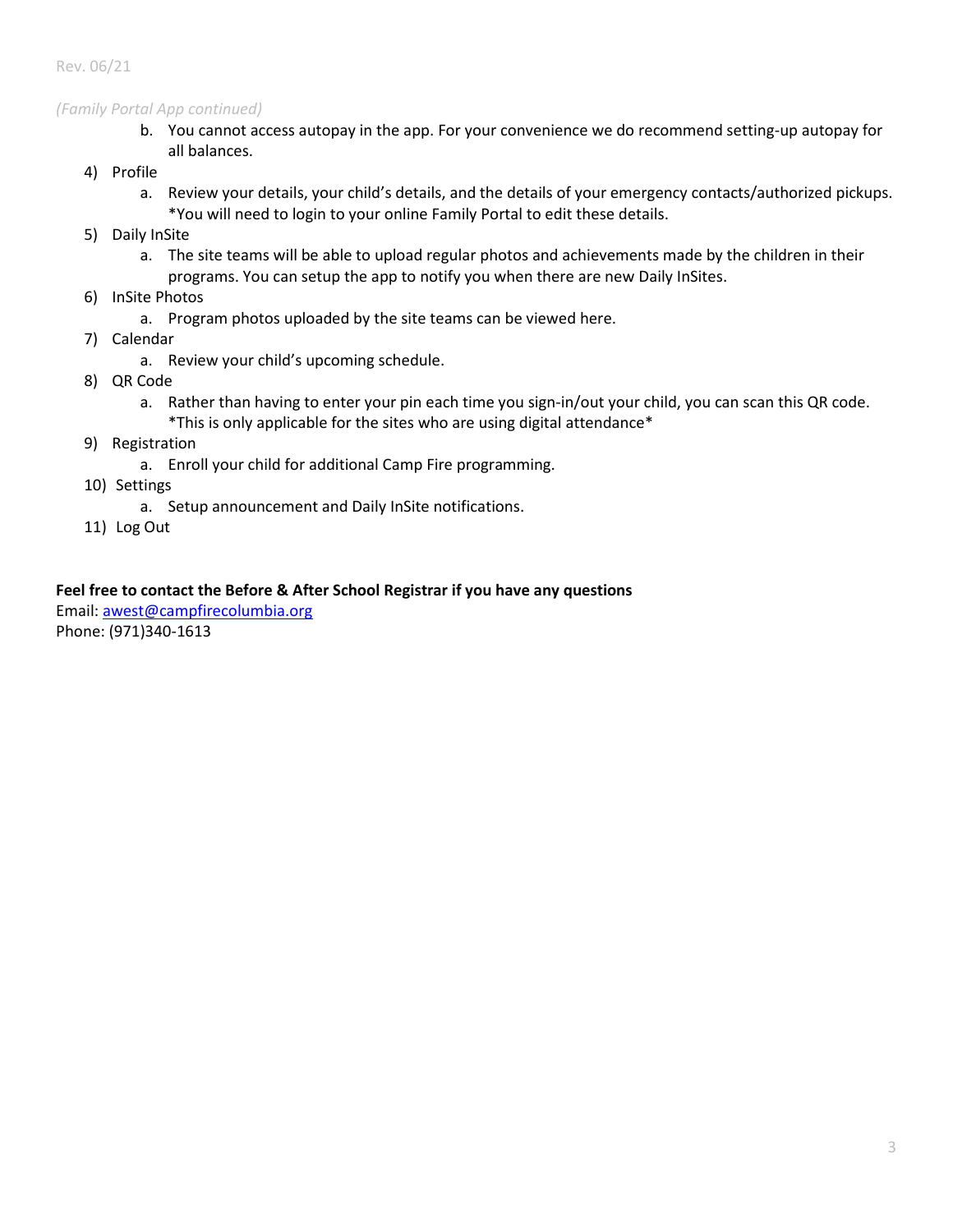*(Family Portal App continued)*

   b. You cannot access autopay in the app. For your convenience we do recommend setting-up autopay for all balances.

4) Profile
   a. Review your details, your child's details, and the details of your emergency contacts/authorized pickups. *You will need to login to your online Family Portal to edit these details.
5) Daily InSite
   a. The site teams will be able to upload regular photos and achievements made by the children in their programs. You can setup the app to notify you when there are new Daily InSites.
6) InSite Photos
   a. Program photos uploaded by the site teams can be viewed here.
7) Calendar
   a. Review your child's upcoming schedule.
8) QR Code
   a. Rather than having to enter your pin each time you sign-in/out your child, you can scan this QR code. *This is only applicable for the sites who are using digital attendance*
9) Registration
   a. Enroll your child for additional Camp Fire programming.
10) Settings
    a. Setup announcement and Daily InSite notifications.
11) Log Out

**Feel free to contact the Before & After School Registrar if you have any questions**

Email: awest@campfirecolumbia.org

Phone: (971)340-1613